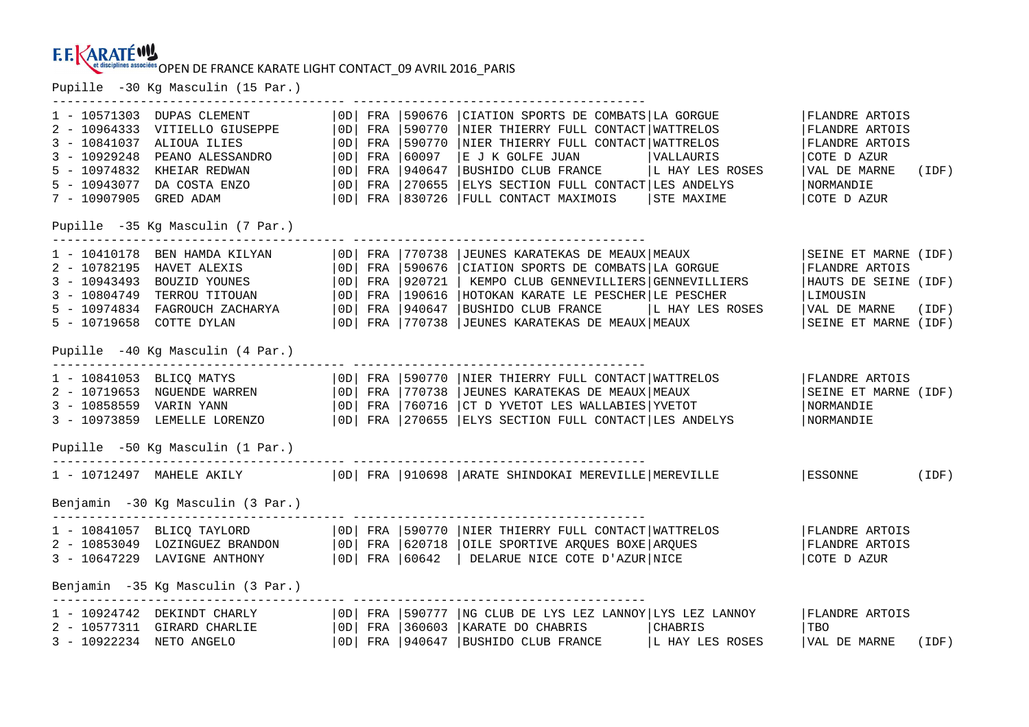F.F. KARATÉ et disciplines associées OPEN DE FRANCE KARATE LIGHT CONTACT_09 AVRIL 2016_PARIS

## Pupille -30 Kg Masculin (15 Par.)

```
1 - 10571303  DUPAS CLEMENT        |0D| FRA |590676 |CIATION SPORTS DE COMBATS|LA GORGUE         |FLANDRE ARTOIS
2 - 10964333  VITIELLO GIUSEPPE    |0D| FRA |590770 |NIER THIERRY FULL CONTACT|WATTRELOS         |FLANDRE ARTOIS
3 - 10841037  ALIOUA ILIES         |0D| FRA |590770 |NIER THIERRY FULL CONTACT|WATTRELOS         |FLANDRE ARTOIS
3 - 10929248  PEANO ALESSANDRO     |0D| FRA |60097  |E J K GOLFE JUAN         |VALLAURIS         |COTE D AZUR
5 - 10974832  KHEIAR REDWAN        |0D| FRA |940647 |BUSHIDO CLUB FRANCE      |L HAY LES ROSES   |VAL DE MARNE   (IDF)
5 - 10943077  DA COSTA ENZO        |0D| FRA |270655 |ELYS SECTION FULL CONTACT|LES ANDELYS       |NORMANDIE
7 - 10907905  GRED ADAM            |0D| FRA |830726 |FULL CONTACT MAXIMOIS    |STE MAXIME        |COTE D AZUR
```

## Pupille -35 Kg Masculin (7 Par.)

```
1 - 10410178  BEN HAMDA KILYAN     |0D| FRA |770738 |JEUNES KARATEKAS DE MEAUX|MEAUX             |SEINE ET MARNE (IDF)
2 - 10782195  HAVET ALEXIS         |0D| FRA |590676 |CIATION SPORTS DE COMBATS|LA GORGUE         |FLANDRE ARTOIS
3 - 10943493  BOUZID YOUNES        |0D| FRA |920721 | KEMPO CLUB GENNEVILLIERS|GENNEVILLIERS     |HAUTS DE SEINE (IDF)
3 - 10804749  TERROU TITOUAN       |0D| FRA |190616 |HOTOKAN KARATE LE PESCHER|LE PESCHER        |LIMOUSIN
5 - 10974834  FAGROUCH ZACHARYA    |0D| FRA |940647 |BUSHIDO CLUB FRANCE      |L HAY LES ROSES   |VAL DE MARNE   (IDF)
5 - 10719658  COTTE DYLAN          |0D| FRA |770738 |JEUNES KARATEKAS DE MEAUX|MEAUX             |SEINE ET MARNE (IDF)
```

## Pupille -40 Kg Masculin (4 Par.)

```
1 - 10841053  BLICQ MATYS          |0D| FRA |590770 |NIER THIERRY FULL CONTACT|WATTRELOS         |FLANDRE ARTOIS
2 - 10719653  NGUENDE WARREN       |0D| FRA |770738 |JEUNES KARATEKAS DE MEAUX|MEAUX             |SEINE ET MARNE (IDF)
3 - 10858559  VARIN YANN           |0D| FRA |760716 |CT D YVETOT LES WALLABIES|YVETOT            |NORMANDIE
3 - 10973859  LEMELLE LORENZO      |0D| FRA |270655 |ELYS SECTION FULL CONTACT|LES ANDELYS       |NORMANDIE
```

## Pupille -50 Kg Masculin (1 Par.)

```
1 - 10712497  MAHELE AKILY         |0D| FRA |910698 |ARATE SHINDOKAI MEREVILLE|MEREVILLE         |ESSONNE        (IDF)
```

## Benjamin -30 Kg Masculin (3 Par.)

```
1 - 10841057  BLICQ TAYLORD        |0D| FRA |590770 |NIER THIERRY FULL CONTACT|WATTRELOS         |FLANDRE ARTOIS
2 - 10853049  LOZINGUEZ BRANDON    |0D| FRA |620718 |OILE SPORTIVE ARQUES BOXE|ARQUES            |FLANDRE ARTOIS
3 - 10647229  LAVIGNE ANTHONY      |0D| FRA |60642  | DELARUE NICE COTE D'AZUR|NICE              |COTE D AZUR
```

## Benjamin -35 Kg Masculin (3 Par.)

```
1 - 10924742  DEKINDT CHARLY       |0D| FRA |590777 |NG CLUB DE LYS LEZ LANNOY|LYS LEZ LANNOY    |FLANDRE ARTOIS
2 - 10577311  GIRARD CHARLIE       |0D| FRA |360603 |KARATE DO CHABRIS        |CHABRIS           |TBO
3 - 10922234  NETO ANGELO          |0D| FRA |940647 |BUSHIDO CLUB FRANCE      |L HAY LES ROSES   |VAL DE MARNE   (IDF)
```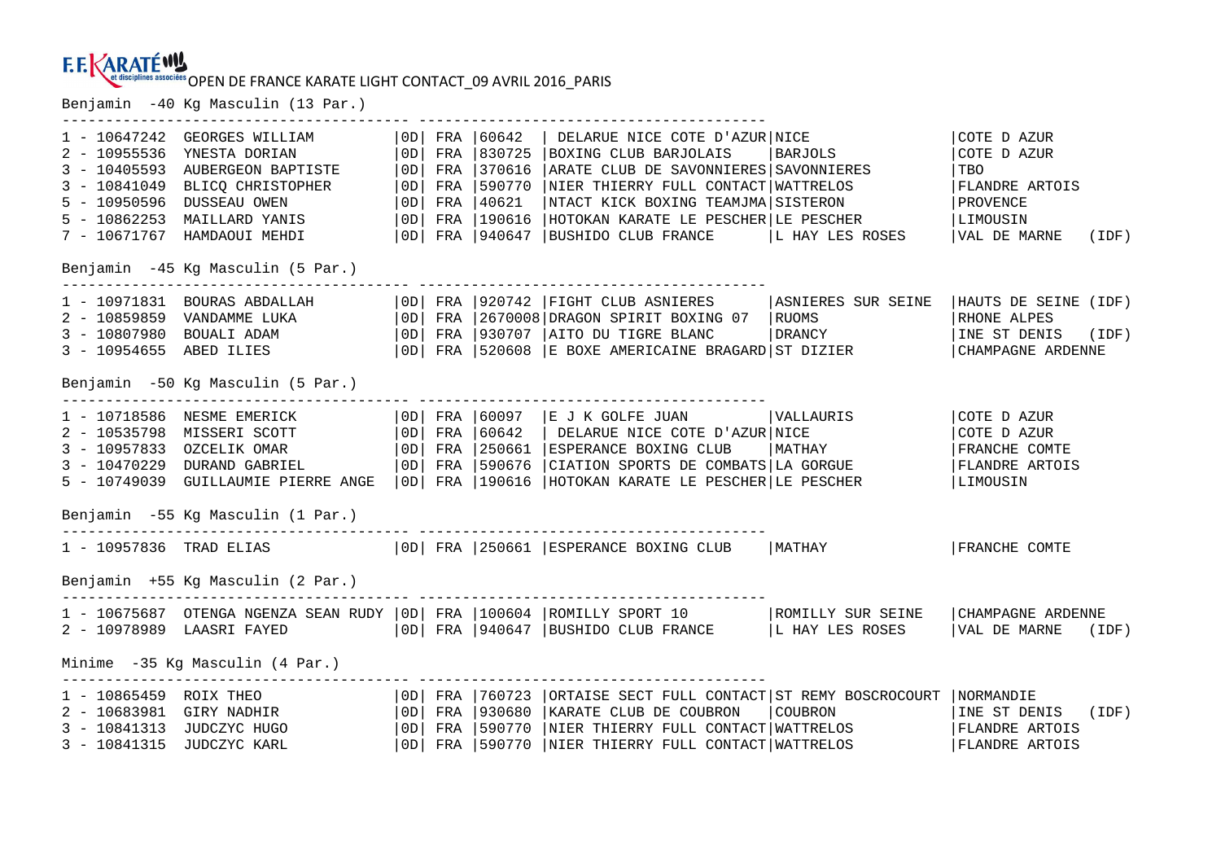F.F. KARATÉ et disciplines associées OPEN DE FRANCE KARATE LIGHT CONTACT_09 AVRIL 2016_PARIS

## Benjamin -40 Kg Masculin (13 Par.)

| Rang | Licence | Nom | Grade | Nat. | Club N° | Club | Ville | Ligue |
|---|---|---|---|---|---|---|---|---|
| 1 | 10647242 | GEORGES WILLIAM | 0D | FRA | 60642 | DELARUE NICE COTE D'AZUR | NICE | COTE D AZUR |
| 2 | 10955536 | YNESTA DORIAN | 0D | FRA | 830725 | BOXING CLUB BARJOLAIS | BARJOLS | COTE D AZUR |
| 3 | 10405593 | AUBERGEON BAPTISTE | 0D | FRA | 370616 | ARATE CLUB DE SAVONNIERES | SAVONNIERES | TBO |
| 3 | 10841049 | BLICQ CHRISTOPHER | 0D | FRA | 590770 | NIER THIERRY FULL CONTACT | WATTRELOS | FLANDRE ARTOIS |
| 5 | 10950596 | DUSSEAU OWEN | 0D | FRA | 40621 | NTACT KICK BOXING TEAMJMA | SISTERON | PROVENCE |
| 5 | 10862253 | MAILLARD YANIS | 0D | FRA | 190616 | HOTOKAN KARATE LE PESCHER | LE PESCHER | LIMOUSIN |
| 7 | 10671767 | HAMDAOUI MEHDI | 0D | FRA | 940647 | BUSHIDO CLUB FRANCE | L HAY LES ROSES | VAL DE MARNE (IDF) |

## Benjamin -45 Kg Masculin (5 Par.)

| Rang | Licence | Nom | Grade | Nat. | Club N° | Club | Ville | Ligue |
|---|---|---|---|---|---|---|---|---|
| 1 | 10971831 | BOURAS ABDALLAH | 0D | FRA | 920742 | FIGHT CLUB ASNIERES | ASNIERES SUR SEINE | HAUTS DE SEINE (IDF) |
| 2 | 10859859 | VANDAMME LUKA | 0D | FRA | 2670008 | DRAGON SPIRIT BOXING 07 | RUOMS | RHONE ALPES |
| 3 | 10807980 | BOUALI ADAM | 0D | FRA | 930707 | AITO DU TIGRE BLANC | DRANCY | INE ST DENIS (IDF) |
| 3 | 10954655 | ABED ILIES | 0D | FRA | 520608 | E BOXE AMERICAINE BRAGARD | ST DIZIER | CHAMPAGNE ARDENNE |

## Benjamin -50 Kg Masculin (5 Par.)

| Rang | Licence | Nom | Grade | Nat. | Club N° | Club | Ville | Ligue |
|---|---|---|---|---|---|---|---|---|
| 1 | 10718586 | NESME EMERICK | 0D | FRA | 60097 | E J K GOLFE JUAN | VALLAURIS | COTE D AZUR |
| 2 | 10535798 | MISSERI SCOTT | 0D | FRA | 60642 | DELARUE NICE COTE D'AZUR | NICE | COTE D AZUR |
| 3 | 10957833 | OZCELIK OMAR | 0D | FRA | 250661 | ESPERANCE BOXING CLUB | MATHAY | FRANCHE COMTE |
| 3 | 10470229 | DURAND GABRIEL | 0D | FRA | 590676 | CIATION SPORTS DE COMBATS | LA GORGUE | FLANDRE ARTOIS |
| 5 | 10749039 | GUILLAUMIE PIERRE ANGE | 0D | FRA | 190616 | HOTOKAN KARATE LE PESCHER | LE PESCHER | LIMOUSIN |

## Benjamin -55 Kg Masculin (1 Par.)

| Rang | Licence | Nom | Grade | Nat. | Club N° | Club | Ville | Ligue |
|---|---|---|---|---|---|---|---|---|
| 1 | 10957836 | TRAD ELIAS | 0D | FRA | 250661 | ESPERANCE BOXING CLUB | MATHAY | FRANCHE COMTE |

## Benjamin +55 Kg Masculin (2 Par.)

| Rang | Licence | Nom | Grade | Nat. | Club N° | Club | Ville | Ligue |
|---|---|---|---|---|---|---|---|---|
| 1 | 10675687 | OTENGA NGENZA SEAN RUDY | 0D | FRA | 100604 | ROMILLY SPORT 10 | ROMILLY SUR SEINE | CHAMPAGNE ARDENNE |
| 2 | 10978989 | LAASRI FAYED | 0D | FRA | 940647 | BUSHIDO CLUB FRANCE | L HAY LES ROSES | VAL DE MARNE (IDF) |

## Minime -35 Kg Masculin (4 Par.)

| Rang | Licence | Nom | Grade | Nat. | Club N° | Club | Ville | Ligue |
|---|---|---|---|---|---|---|---|---|
| 1 | 10865459 | ROIX THEO | 0D | FRA | 760723 | ORTAISE SECT FULL CONTACT | ST REMY BOSCROCOURT | NORMANDIE |
| 2 | 10683981 | GIRY NADHIR | 0D | FRA | 930680 | KARATE CLUB DE COUBRON | COUBRON | INE ST DENIS (IDF) |
| 3 | 10841313 | JUDCZYC HUGO | 0D | FRA | 590770 | NIER THIERRY FULL CONTACT | WATTRELOS | FLANDRE ARTOIS |
| 3 | 10841315 | JUDCZYC KARL | 0D | FRA | 590770 | NIER THIERRY FULL CONTACT | WATTRELOS | FLANDRE ARTOIS |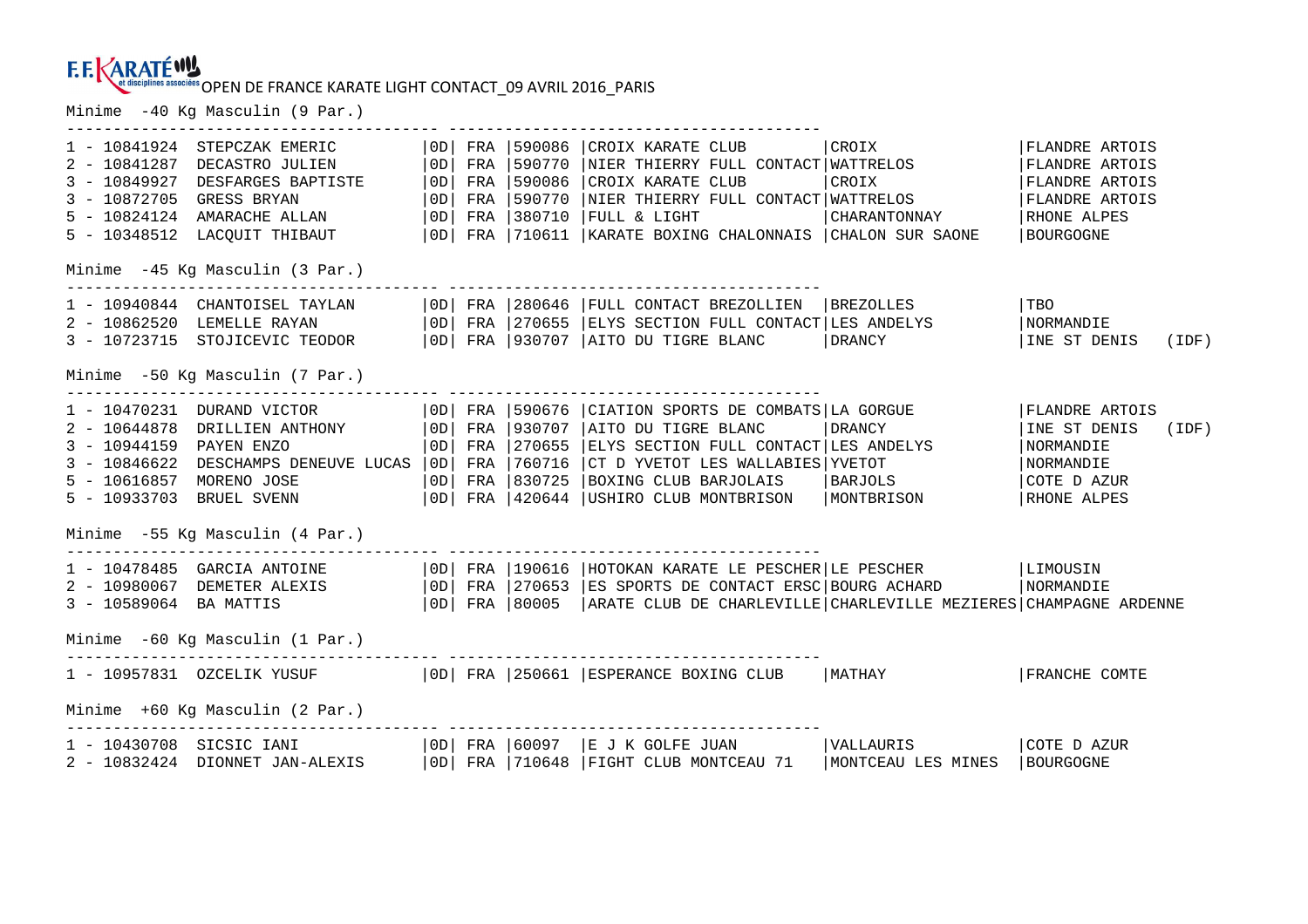F.F. KARATÉ et disciplines associées OPEN DE FRANCE KARATE LIGHT CONTACT_09 AVRIL 2016_PARIS

Minime -40 Kg Masculin (9 Par.)

| Rang | Licence | Nom | Grade | Nat. | Club N° | Club | Ville | Ligue |
|---|---|---|---|---|---|---|---|---|
| 1 | 10841924 | STEPCZAK EMERIC | 0D | FRA | 590086 | CROIX KARATE CLUB | CROIX | FLANDRE ARTOIS |
| 2 | 10841287 | DECASTRO JULIEN | 0D | FRA | 590770 | NIER THIERRY FULL CONTACT | WATTRELOS | FLANDRE ARTOIS |
| 3 | 10849927 | DESFARGES BAPTISTE | 0D | FRA | 590086 | CROIX KARATE CLUB | CROIX | FLANDRE ARTOIS |
| 3 | 10872705 | GRESS BRYAN | 0D | FRA | 590770 | NIER THIERRY FULL CONTACT | WATTRELOS | FLANDRE ARTOIS |
| 5 | 10824124 | AMARACHE ALLAN | 0D | FRA | 380710 | FULL & LIGHT | CHARANTONNAY | RHONE ALPES |
| 5 | 10348512 | LACQUIT THIBAUT | 0D | FRA | 710611 | KARATE BOXING CHALONNAIS | CHALON SUR SAONE | BOURGOGNE |

Minime -45 Kg Masculin (3 Par.)

| Rang | Licence | Nom | Grade | Nat. | Club N° | Club | Ville | Ligue |
|---|---|---|---|---|---|---|---|---|
| 1 | 10940844 | CHANTOISEL TAYLAN | 0D | FRA | 280646 | FULL CONTACT BREZOLLIEN | BREZOLLES | TBO |
| 2 | 10862520 | LEMELLE RAYAN | 0D | FRA | 270655 | ELYS SECTION FULL CONTACT | LES ANDELYS | NORMANDIE |
| 3 | 10723715 | STOJICEVIC TEODOR | 0D | FRA | 930707 | AITO DU TIGRE BLANC | DRANCY | INE ST DENIS (IDF) |

Minime -50 Kg Masculin (7 Par.)

| Rang | Licence | Nom | Grade | Nat. | Club N° | Club | Ville | Ligue |
|---|---|---|---|---|---|---|---|---|
| 1 | 10470231 | DURAND VICTOR | 0D | FRA | 590676 | CIATION SPORTS DE COMBATS | LA GORGUE | FLANDRE ARTOIS |
| 2 | 10644878 | DRILLIEN ANTHONY | 0D | FRA | 930707 | AITO DU TIGRE BLANC | DRANCY | INE ST DENIS (IDF) |
| 3 | 10944159 | PAYEN ENZO | 0D | FRA | 270655 | ELYS SECTION FULL CONTACT | LES ANDELYS | NORMANDIE |
| 3 | 10846622 | DESCHAMPS DENEUVE LUCAS | 0D | FRA | 760716 | CT D YVETOT LES WALLABIES | YVETOT | NORMANDIE |
| 5 | 10616857 | MORENO JOSE | 0D | FRA | 830725 | BOXING CLUB BARJOLAIS | BARJOLS | COTE D AZUR |
| 5 | 10933703 | BRUEL SVENN | 0D | FRA | 420644 | USHIRO CLUB MONTBRISON | MONTBRISON | RHONE ALPES |

Minime -55 Kg Masculin (4 Par.)

| Rang | Licence | Nom | Grade | Nat. | Club N° | Club | Ville | Ligue |
|---|---|---|---|---|---|---|---|---|
| 1 | 10478485 | GARCIA ANTOINE | 0D | FRA | 190616 | HOTOKAN KARATE LE PESCHER | LE PESCHER | LIMOUSIN |
| 2 | 10980067 | DEMETER ALEXIS | 0D | FRA | 270653 | ES SPORTS DE CONTACT ERSC | BOURG ACHARD | NORMANDIE |
| 3 | 10589064 | BA MATTIS | 0D | FRA | 80005 | ARATE CLUB DE CHARLEVILLE | CHARLEVILLE MEZIERES | CHAMPAGNE ARDENNE |

Minime -60 Kg Masculin (1 Par.)

| Rang | Licence | Nom | Grade | Nat. | Club N° | Club | Ville | Ligue |
|---|---|---|---|---|---|---|---|---|
| 1 | 10957831 | OZCELIK YUSUF | 0D | FRA | 250661 | ESPERANCE BOXING CLUB | MATHAY | FRANCHE COMTE |

Minime +60 Kg Masculin (2 Par.)

| Rang | Licence | Nom | Grade | Nat. | Club N° | Club | Ville | Ligue |
|---|---|---|---|---|---|---|---|---|
| 1 | 10430708 | SICSIC IANI | 0D | FRA | 60097 | E J K GOLFE JUAN | VALLAURIS | COTE D AZUR |
| 2 | 10832424 | DIONNET JAN-ALEXIS | 0D | FRA | 710648 | FIGHT CLUB MONTCEAU 71 | MONTCEAU LES MINES | BOURGOGNE |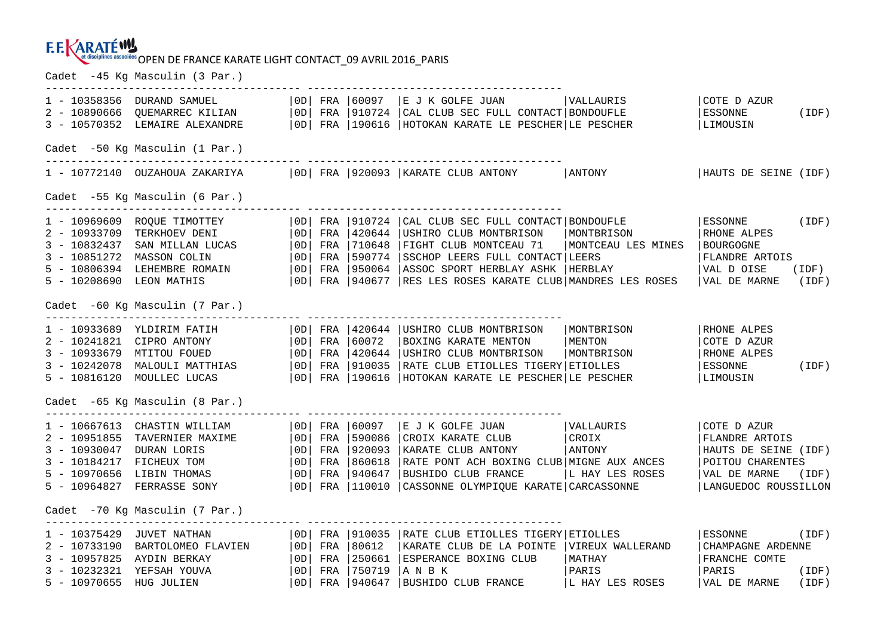OPEN DE FRANCE KARATE LIGHT CONTACT_09 AVRIL 2016_PARIS

## Cadet -45 Kg Masculin (3 Par.)

| Rang | Licence | Nom | Grade | Pays | Code | Club | Ville | Région |
|---|---|---|---|---|---|---|---|---|
| 1 | 10358356 | DURAND SAMUEL | 0D | FRA | 60097 | E J K GOLFE JUAN | VALLAURIS | COTE D AZUR |
| 2 | 10890666 | QUEMARREC KILIAN | 0D | FRA | 910724 | CAL CLUB SEC FULL CONTACT | BONDOUFLE | ESSONNE (IDF) |
| 3 | 10570352 | LEMAIRE ALEXANDRE | 0D | FRA | 190616 | HOTOKAN KARATE LE PESCHER | LE PESCHER | LIMOUSIN |

## Cadet -50 Kg Masculin (1 Par.)

| Rang | Licence | Nom | Grade | Pays | Code | Club | Ville | Région |
|---|---|---|---|---|---|---|---|---|
| 1 | 10772140 | OUZAHOUA ZAKARIYA | 0D | FRA | 920093 | KARATE CLUB ANTONY | ANTONY | HAUTS DE SEINE (IDF) |

## Cadet -55 Kg Masculin (6 Par.)

| Rang | Licence | Nom | Grade | Pays | Code | Club | Ville | Région |
|---|---|---|---|---|---|---|---|---|
| 1 | 10969609 | ROQUE TIMOTTEY | 0D | FRA | 910724 | CAL CLUB SEC FULL CONTACT | BONDOUFLE | ESSONNE (IDF) |
| 2 | 10933709 | TERKHOEV DENI | 0D | FRA | 420644 | USHIRO CLUB MONTBRISON | MONTBRISON | RHONE ALPES |
| 3 | 10832437 | SAN MILLAN LUCAS | 0D | FRA | 710648 | FIGHT CLUB MONTCEAU 71 | MONTCEAU LES MINES | BOURGOGNE |
| 3 | 10851272 | MASSON COLIN | 0D | FRA | 590774 | SSCHOP LEERS FULL CONTACT | LEERS | FLANDRE ARTOIS |
| 5 | 10806394 | LEHEMBRE ROMAIN | 0D | FRA | 950064 | ASSOC SPORT HERBLAY ASHK | HERBLAY | VAL D OISE (IDF) |
| 5 | 10208690 | LEON MATHIS | 0D | FRA | 940677 | RES LES ROSES KARATE CLUB | MANDRES LES ROSES | VAL DE MARNE (IDF) |

## Cadet -60 Kg Masculin (7 Par.)

| Rang | Licence | Nom | Grade | Pays | Code | Club | Ville | Région |
|---|---|---|---|---|---|---|---|---|
| 1 | 10933689 | YLDIRIM FATIH | 0D | FRA | 420644 | USHIRO CLUB MONTBRISON | MONTBRISON | RHONE ALPES |
| 2 | 10241821 | CIPRO ANTONY | 0D | FRA | 60072 | BOXING KARATE MENTON | MENTON | COTE D AZUR |
| 3 | 10933679 | MTITOU FOUED | 0D | FRA | 420644 | USHIRO CLUB MONTBRISON | MONTBRISON | RHONE ALPES |
| 3 | 10242078 | MALOULI MATTHIAS | 0D | FRA | 910035 | RATE CLUB ETIOLLES TIGERY | ETIOLLES | ESSONNE (IDF) |
| 5 | 10816120 | MOULLEC LUCAS | 0D | FRA | 190616 | HOTOKAN KARATE LE PESCHER | LE PESCHER | LIMOUSIN |

## Cadet -65 Kg Masculin (8 Par.)

| Rang | Licence | Nom | Grade | Pays | Code | Club | Ville | Région |
|---|---|---|---|---|---|---|---|---|
| 1 | 10667613 | CHASTIN WILLIAM | 0D | FRA | 60097 | E J K GOLFE JUAN | VALLAURIS | COTE D AZUR |
| 2 | 10951855 | TAVERNIER MAXIME | 0D | FRA | 590086 | CROIX KARATE CLUB | CROIX | FLANDRE ARTOIS |
| 3 | 10930047 | DURAN LORIS | 0D | FRA | 920093 | KARATE CLUB ANTONY | ANTONY | HAUTS DE SEINE (IDF) |
| 3 | 10184217 | FICHEUX TOM | 0D | FRA | 860618 | RATE PONT ACH BOXING CLUB | MIGNE AUX ANCES | POITOU CHARENTES |
| 5 | 10970656 | LIBIN THOMAS | 0D | FRA | 940647 | BUSHIDO CLUB FRANCE | L HAY LES ROSES | VAL DE MARNE (IDF) |
| 5 | 10964827 | FERRASSE SONY | 0D | FRA | 110010 | CASSONNE OLYMPIQUE KARATE | CARCASSONNE | LANGUEDOC ROUSSILLON |

## Cadet -70 Kg Masculin (7 Par.)

| Rang | Licence | Nom | Grade | Pays | Code | Club | Ville | Région |
|---|---|---|---|---|---|---|---|---|
| 1 | 10375429 | JUVET NATHAN | 0D | FRA | 910035 | RATE CLUB ETIOLLES TIGERY | ETIOLLES | ESSONNE (IDF) |
| 2 | 10733190 | BARTOLOMEO FLAVIEN | 0D | FRA | 80612 | KARATE CLUB DE LA POINTE | VIREUX WALLERAND | CHAMPAGNE ARDENNE |
| 3 | 10957825 | AYDIN BERKAY | 0D | FRA | 250661 | ESPERANCE BOXING CLUB | MATHAY | FRANCHE COMTE |
| 3 | 10232321 | YEFSAH YOUVA | 0D | FRA | 750719 | A N B K | PARIS | PARIS (IDF) |
| 5 | 10970655 | HUG JULIEN | 0D | FRA | 940647 | BUSHIDO CLUB FRANCE | L HAY LES ROSES | VAL DE MARNE (IDF) |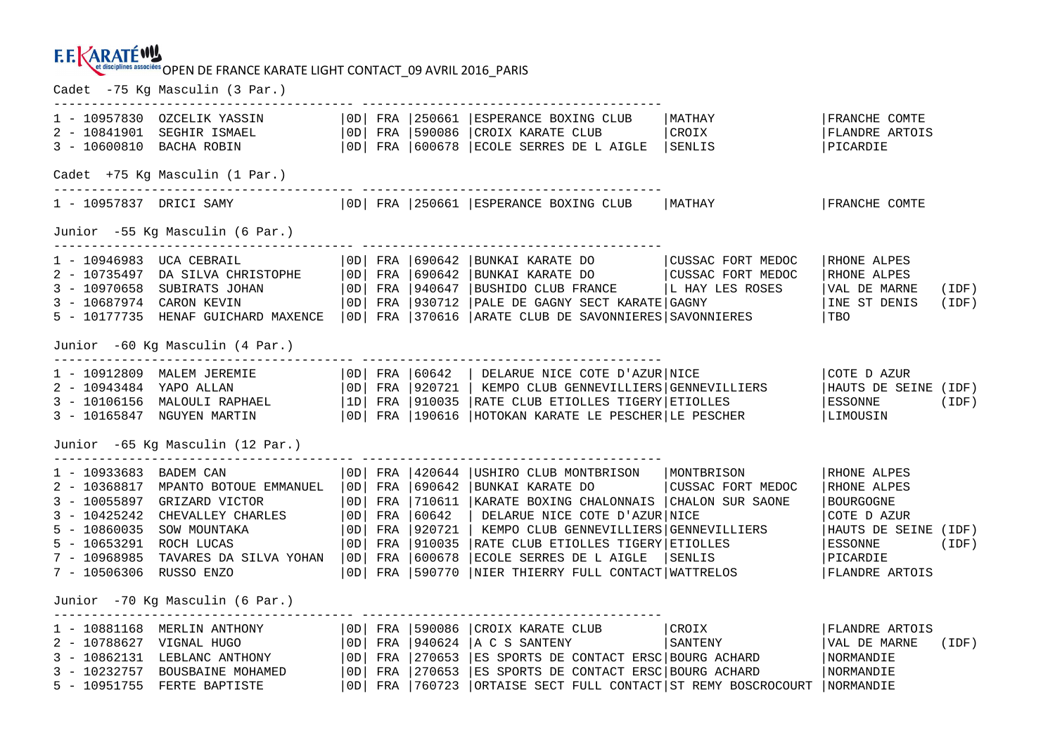F.F. KARATÉ et disciplines associées OPEN DE FRANCE KARATE LIGHT CONTACT_09 AVRIL 2016_PARIS

Cadet -75 Kg Masculin (3 Par.)

| Rang | Licence | Nom | Grade | Nat. | Code | Club | Ville | Ligue |
|---|---|---|---|---|---|---|---|---|
| 1 | 10957830 | OZCELIK YASSIN | 0D | FRA | 250661 | ESPERANCE BOXING CLUB | MATHAY | FRANCHE COMTE |
| 2 | 10841901 | SEGHIR ISMAEL | 0D | FRA | 590086 | CROIX KARATE CLUB | CROIX | FLANDRE ARTOIS |
| 3 | 10600810 | BACHA ROBIN | 0D | FRA | 600678 | ECOLE SERRES DE L AIGLE | SENLIS | PICARDIE |

Cadet +75 Kg Masculin (1 Par.)

| Rang | Licence | Nom | Grade | Nat. | Code | Club | Ville | Ligue |
|---|---|---|---|---|---|---|---|---|
| 1 | 10957837 | DRICI SAMY | 0D | FRA | 250661 | ESPERANCE BOXING CLUB | MATHAY | FRANCHE COMTE |

Junior -55 Kg Masculin (6 Par.)

| Rang | Licence | Nom | Grade | Nat. | Code | Club | Ville | Ligue |
|---|---|---|---|---|---|---|---|---|
| 1 | 10946983 | UCA CEBRAIL | 0D | FRA | 690642 | BUNKAI KARATE DO | CUSSAC FORT MEDOC | RHONE ALPES |
| 2 | 10735497 | DA SILVA CHRISTOPHE | 0D | FRA | 690642 | BUNKAI KARATE DO | CUSSAC FORT MEDOC | RHONE ALPES |
| 3 | 10970658 | SUBIRATS JOHAN | 0D | FRA | 940647 | BUSHIDO CLUB FRANCE | L HAY LES ROSES | VAL DE MARNE (IDF) |
| 3 | 10687974 | CARON KEVIN | 0D | FRA | 930712 | PALE DE GAGNY SECT KARATE | GAGNY | INE ST DENIS (IDF) |
| 5 | 10177735 | HENAF GUICHARD MAXENCE | 0D | FRA | 370616 | ARATE CLUB DE SAVONNIERES | SAVONNIERES | TBO |

Junior -60 Kg Masculin (4 Par.)

| Rang | Licence | Nom | Grade | Nat. | Code | Club | Ville | Ligue |
|---|---|---|---|---|---|---|---|---|
| 1 | 10912809 | MALEM JEREMIE | 0D | FRA | 60642 | DELARUE NICE COTE D'AZUR | NICE | COTE D AZUR |
| 2 | 10943484 | YAPO ALLAN | 0D | FRA | 920721 | KEMPO CLUB GENNEVILLIERS | GENNEVILLIERS | HAUTS DE SEINE (IDF) |
| 3 | 10106156 | MALOULI RAPHAEL | 1D | FRA | 910035 | RATE CLUB ETIOLLES TIGERY | ETIOLLES | ESSONNE (IDF) |
| 3 | 10165847 | NGUYEN MARTIN | 0D | FRA | 190616 | HOTOKAN KARATE LE PESCHER | LE PESCHER | LIMOUSIN |

Junior -65 Kg Masculin (12 Par.)

| Rang | Licence | Nom | Grade | Nat. | Code | Club | Ville | Ligue |
|---|---|---|---|---|---|---|---|---|
| 1 | 10933683 | BADEM CAN | 0D | FRA | 420644 | USHIRO CLUB MONTBRISON | MONTBRISON | RHONE ALPES |
| 2 | 10368817 | MPANTO BOTOUE EMMANUEL | 0D | FRA | 690642 | BUNKAI KARATE DO | CUSSAC FORT MEDOC | RHONE ALPES |
| 3 | 10055897 | GRIZARD VICTOR | 0D | FRA | 710611 | KARATE BOXING CHALONNAIS | CHALON SUR SAONE | BOURGOGNE |
| 3 | 10425242 | CHEVALLEY CHARLES | 0D | FRA | 60642 | DELARUE NICE COTE D'AZUR | NICE | COTE D AZUR |
| 5 | 10860035 | SOW MOUNTAKA | 0D | FRA | 920721 | KEMPO CLUB GENNEVILLIERS | GENNEVILLIERS | HAUTS DE SEINE (IDF) |
| 5 | 10653291 | ROCH LUCAS | 0D | FRA | 910035 | RATE CLUB ETIOLLES TIGERY | ETIOLLES | ESSONNE (IDF) |
| 7 | 10968985 | TAVARES DA SILVA YOHAN | 0D | FRA | 600678 | ECOLE SERRES DE L AIGLE | SENLIS | PICARDIE |
| 7 | 10506306 | RUSSO ENZO | 0D | FRA | 590770 | NIER THIERRY FULL CONTACT | WATTRELOS | FLANDRE ARTOIS |

Junior -70 Kg Masculin (6 Par.)

| Rang | Licence | Nom | Grade | Nat. | Code | Club | Ville | Ligue |
|---|---|---|---|---|---|---|---|---|
| 1 | 10881168 | MERLIN ANTHONY | 0D | FRA | 590086 | CROIX KARATE CLUB | CROIX | FLANDRE ARTOIS |
| 2 | 10788627 | VIGNAL HUGO | 0D | FRA | 940624 | A C S SANTENY | SANTENY | VAL DE MARNE (IDF) |
| 3 | 10862131 | LEBLANC ANTHONY | 0D | FRA | 270653 | ES SPORTS DE CONTACT ERSC | BOURG ACHARD | NORMANDIE |
| 3 | 10232757 | BOUSBAINE MOHAMED | 0D | FRA | 270653 | ES SPORTS DE CONTACT ERSC | BOURG ACHARD | NORMANDIE |
| 5 | 10951755 | FERTE BAPTISTE | 0D | FRA | 760723 | ORTAISE SECT FULL CONTACT | ST REMY BOSCROCOURT | NORMANDIE |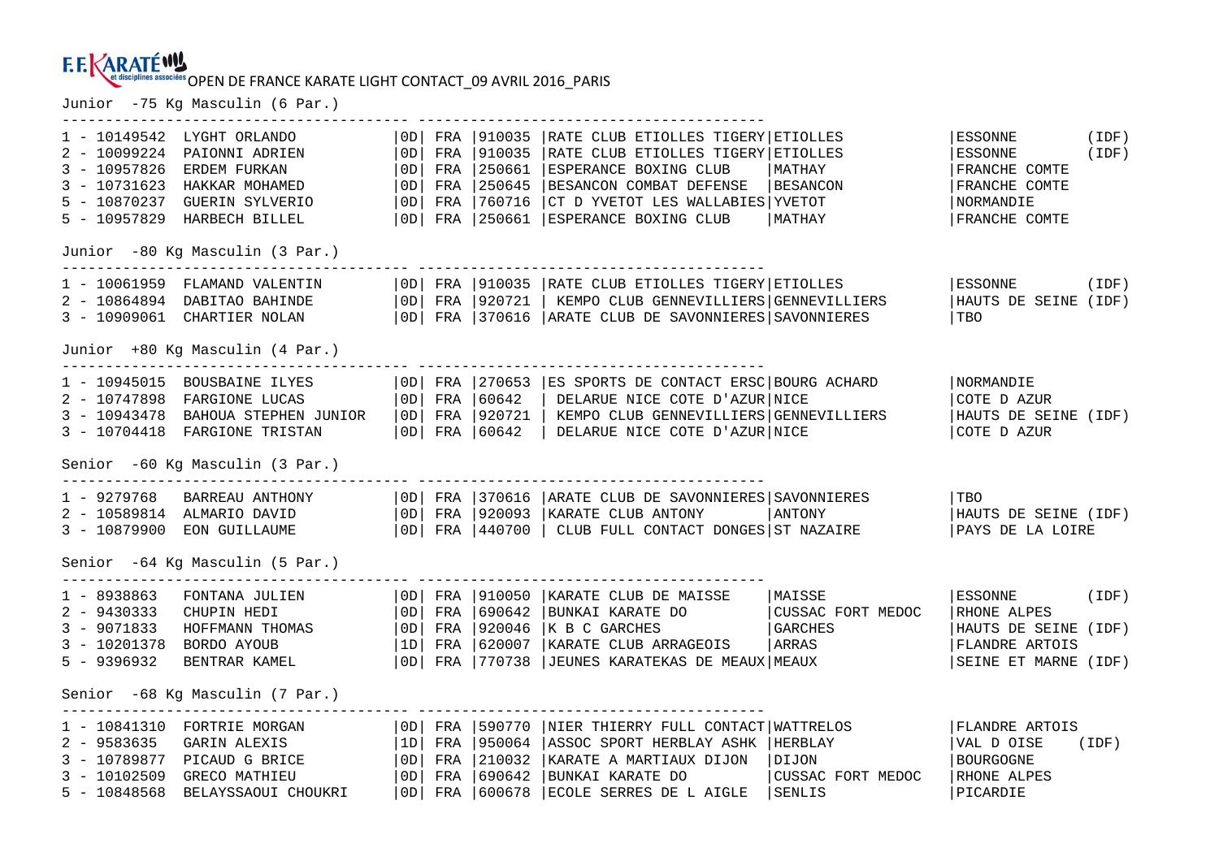F.F. KARATÉ et disciplines associées OPEN DE FRANCE KARATE LIGHT CONTACT_09 AVRIL 2016_PARIS

```
Junior  -75 Kg Masculin (6 Par.)
---------------------------------------- ---------------------------------------
1 - 10149542  LYGHT ORLANDO          |0D| FRA |910035 |RATE CLUB ETIOLLES TIGERY|ETIOLLES             |ESSONNE        (IDF)
2 - 10099224  PAIONNI ADRIEN         |0D| FRA |910035 |RATE CLUB ETIOLLES TIGERY|ETIOLLES             |ESSONNE        (IDF)
3 - 10957826  ERDEM FURKAN           |0D| FRA |250661 |ESPERANCE BOXING CLUB    |MATHAY               |FRANCHE COMTE
3 - 10731623  HAKKAR MOHAMED         |0D| FRA |250645 |BESANCON COMBAT DEFENSE  |BESANCON             |FRANCHE COMTE
5 - 10870237  GUERIN SYLVERIO        |0D| FRA |760716 |CT D YVETOT LES WALLABIES|YVETOT               |NORMANDIE
5 - 10957829  HARBECH BILLEL         |0D| FRA |250661 |ESPERANCE BOXING CLUB    |MATHAY               |FRANCHE COMTE

Junior  -80 Kg Masculin (3 Par.)
---------------------------------------- ---------------------------------------
1 - 10061959  FLAMAND VALENTIN       |0D| FRA |910035 |RATE CLUB ETIOLLES TIGERY|ETIOLLES             |ESSONNE        (IDF)
2 - 10864894  DABITAO BAHINDE        |0D| FRA |920721 | KEMPO CLUB GENNEVILLIERS|GENNEVILLIERS        |HAUTS DE SEINE (IDF)
3 - 10909061  CHARTIER NOLAN         |0D| FRA |370616 |ARATE CLUB DE SAVONNIERES|SAVONNIERES          |TBO

Junior  +80 Kg Masculin (4 Par.)
---------------------------------------- ---------------------------------------
1 - 10945015  BOUSBAINE ILYES        |0D| FRA |270653 |ES SPORTS DE CONTACT ERSC|BOURG ACHARD         |NORMANDIE
2 - 10747898  FARGIONE LUCAS         |0D| FRA |60642  | DELARUE NICE COTE D'AZUR|NICE                 |COTE D AZUR
3 - 10943478  BAHOUA STEPHEN JUNIOR  |0D| FRA |920721 | KEMPO CLUB GENNEVILLIERS|GENNEVILLIERS        |HAUTS DE SEINE (IDF)
3 - 10704418  FARGIONE TRISTAN       |0D| FRA |60642  | DELARUE NICE COTE D'AZUR|NICE                 |COTE D AZUR

Senior  -60 Kg Masculin (3 Par.)
---------------------------------------- ---------------------------------------
1 - 9279768   BARREAU ANTHONY        |0D| FRA |370616 |ARATE CLUB DE SAVONNIERES|SAVONNIERES          |TBO
2 - 10589814  ALMARIO DAVID          |0D| FRA |920093 |KARATE CLUB ANTONY       |ANTONY               |HAUTS DE SEINE (IDF)
3 - 10879900  EON GUILLAUME          |0D| FRA |440700 | CLUB FULL CONTACT DONGES|ST NAZAIRE           |PAYS DE LA LOIRE

Senior  -64 Kg Masculin (5 Par.)
---------------------------------------- ---------------------------------------
1 - 8938863   FONTANA JULIEN         |0D| FRA |910050 |KARATE CLUB DE MAISSE    |MAISSE               |ESSONNE        (IDF)
2 - 9430333   CHUPIN HEDI            |0D| FRA |690642 |BUNKAI KARATE DO         |CUSSAC FORT MEDOC    |RHONE ALPES
3 - 9071833   HOFFMANN THOMAS        |0D| FRA |920046 |K B C GARCHES            |GARCHES              |HAUTS DE SEINE (IDF)
3 - 10201378  BORDO AYOUB            |1D| FRA |620007 |KARATE CLUB ARRAGEOIS    |ARRAS                |FLANDRE ARTOIS
5 - 9396932   BENTRAR KAMEL          |0D| FRA |770738 |JEUNES KARATEKAS DE MEAUX|MEAUX                |SEINE ET MARNE (IDF)

Senior  -68 Kg Masculin (7 Par.)
---------------------------------------- ---------------------------------------
1 - 10841310  FORTRIE MORGAN         |0D| FRA |590770 |NIER THIERRY FULL CONTACT|WATTRELOS            |FLANDRE ARTOIS
2 - 9583635   GARIN ALEXIS           |1D| FRA |950064 |ASSOC SPORT HERBLAY ASHK |HERBLAY              |VAL D OISE     (IDF)
3 - 10789877  PICAUD G BRICE         |0D| FRA |210032 |KARATE A MARTIAUX DIJON  |DIJON                |BOURGOGNE
3 - 10102509  GRECO MATHIEU          |0D| FRA |690642 |BUNKAI KARATE DO         |CUSSAC FORT MEDOC    |RHONE ALPES
5 - 10848568  BELAYSSAOUI CHOUKRI    |0D| FRA |600678 |ECOLE SERRES DE L AIGLE  |SENLIS               |PICARDIE
```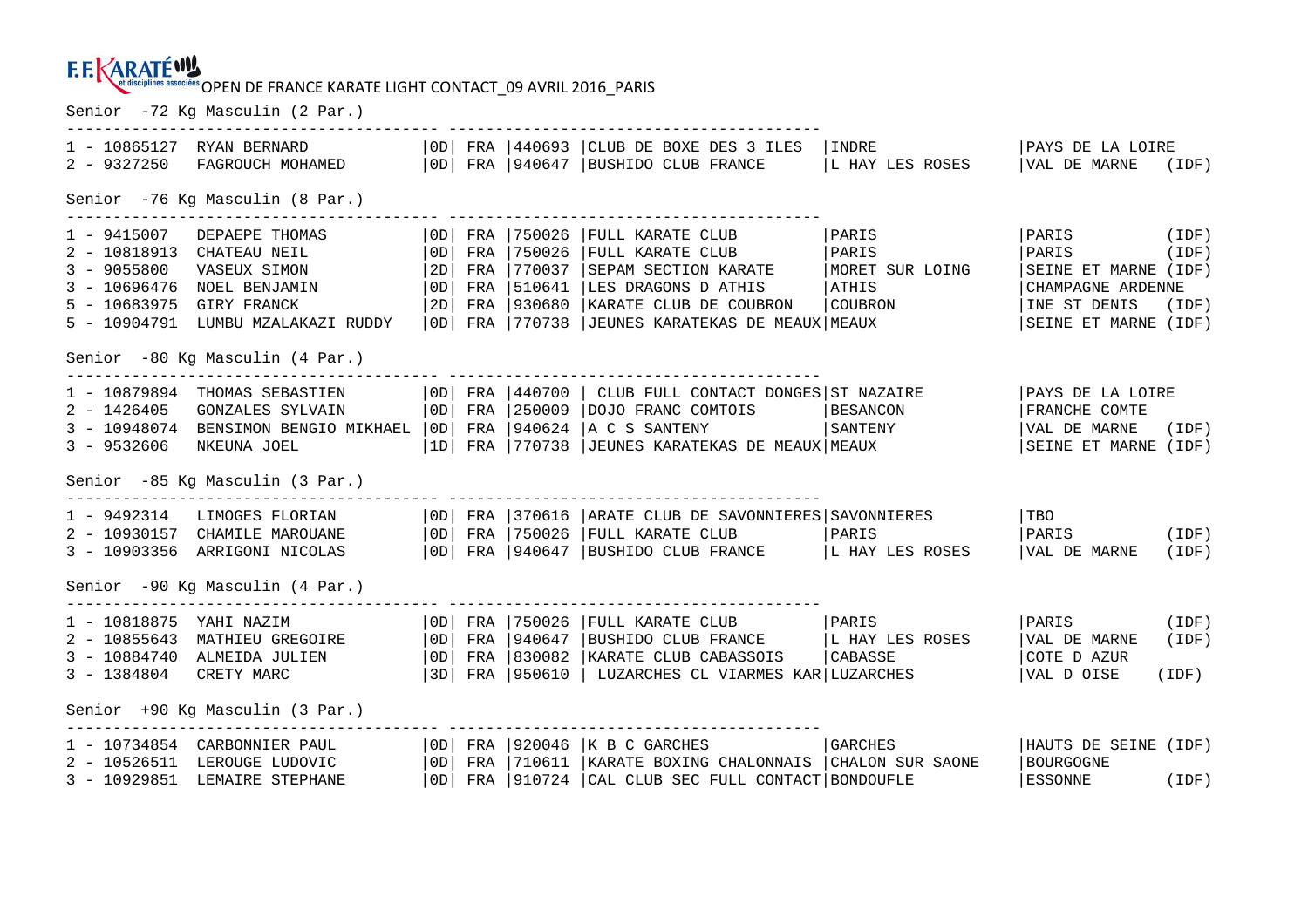F.F. KARATÉ et disciplines associées OPEN DE FRANCE KARATE LIGHT CONTACT_09 AVRIL 2016_PARIS

Senior -72 Kg Masculin (2 Par.)

| Rang | Licence | Nom | Grade | Nat. | Code | Club | Ville | Région |
|---|---|---|---|---|---|---|---|---|
| 1 | 10865127 | RYAN BERNARD | 0D | FRA | 440693 | CLUB DE BOXE DES 3 ILES | INDRE | PAYS DE LA LOIRE |
| 2 | 9327250 | FAGROUCH MOHAMED | 0D | FRA | 940647 | BUSHIDO CLUB FRANCE | L HAY LES ROSES | VAL DE MARNE (IDF) |

Senior -76 Kg Masculin (8 Par.)

| Rang | Licence | Nom | Grade | Nat. | Code | Club | Ville | Région |
|---|---|---|---|---|---|---|---|---|
| 1 | 9415007 | DEPAEPE THOMAS | 0D | FRA | 750026 | FULL KARATE CLUB | PARIS | PARIS (IDF) |
| 2 | 10818913 | CHATEAU NEIL | 0D | FRA | 750026 | FULL KARATE CLUB | PARIS | PARIS (IDF) |
| 3 | 9055800 | VASEUX SIMON | 2D | FRA | 770037 | SEPAM SECTION KARATE | MORET SUR LOING | SEINE ET MARNE (IDF) |
| 3 | 10696476 | NOEL BENJAMIN | 0D | FRA | 510641 | LES DRAGONS D ATHIS | ATHIS | CHAMPAGNE ARDENNE |
| 5 | 10683975 | GIRY FRANCK | 2D | FRA | 930680 | KARATE CLUB DE COUBRON | COUBRON | INE ST DENIS (IDF) |
| 5 | 10904791 | LUMBU MZALAKAZI RUDDY | 0D | FRA | 770738 | JEUNES KARATEKAS DE MEAUX | MEAUX | SEINE ET MARNE (IDF) |

Senior -80 Kg Masculin (4 Par.)

| Rang | Licence | Nom | Grade | Nat. | Code | Club | Ville | Région |
|---|---|---|---|---|---|---|---|---|
| 1 | 10879894 | THOMAS SEBASTIEN | 0D | FRA | 440700 | CLUB FULL CONTACT DONGES | ST NAZAIRE | PAYS DE LA LOIRE |
| 2 | 1426405 | GONZALES SYLVAIN | 0D | FRA | 250009 | DOJO FRANC COMTOIS | BESANCON | FRANCHE COMTE |
| 3 | 10948074 | BENSIMON BENGIO MIKHAEL | 0D | FRA | 940624 | A C S SANTENY | SANTENY | VAL DE MARNE (IDF) |
| 3 | 9532606 | NKEUNA JOEL | 1D | FRA | 770738 | JEUNES KARATEKAS DE MEAUX | MEAUX | SEINE ET MARNE (IDF) |

Senior -85 Kg Masculin (3 Par.)

| Rang | Licence | Nom | Grade | Nat. | Code | Club | Ville | Région |
|---|---|---|---|---|---|---|---|---|
| 1 | 9492314 | LIMOGES FLORIAN | 0D | FRA | 370616 | ARATE CLUB DE SAVONNIERES | SAVONNIERES | TBO |
| 2 | 10930157 | CHAMILE MAROUANE | 0D | FRA | 750026 | FULL KARATE CLUB | PARIS | PARIS (IDF) |
| 3 | 10903356 | ARRIGONI NICOLAS | 0D | FRA | 940647 | BUSHIDO CLUB FRANCE | L HAY LES ROSES | VAL DE MARNE (IDF) |

Senior -90 Kg Masculin (4 Par.)

| Rang | Licence | Nom | Grade | Nat. | Code | Club | Ville | Région |
|---|---|---|---|---|---|---|---|---|
| 1 | 10818875 | YAHI NAZIM | 0D | FRA | 750026 | FULL KARATE CLUB | PARIS | PARIS (IDF) |
| 2 | 10855643 | MATHIEU GREGOIRE | 0D | FRA | 940647 | BUSHIDO CLUB FRANCE | L HAY LES ROSES | VAL DE MARNE (IDF) |
| 3 | 10884740 | ALMEIDA JULIEN | 0D | FRA | 830082 | KARATE CLUB CABASSOIS | CABASSE | COTE D AZUR |
| 3 | 1384804 | CRETY MARC | 3D | FRA | 950610 | LUZARCHES CL VIARMES KAR | LUZARCHES | VAL D OISE (IDF) |

Senior +90 Kg Masculin (3 Par.)

| Rang | Licence | Nom | Grade | Nat. | Code | Club | Ville | Région |
|---|---|---|---|---|---|---|---|---|
| 1 | 10734854 | CARBONNIER PAUL | 0D | FRA | 920046 | K B C GARCHES | GARCHES | HAUTS DE SEINE (IDF) |
| 2 | 10526511 | LEROUGE LUDOVIC | 0D | FRA | 710611 | KARATE BOXING CHALONNAIS | CHALON SUR SAONE | BOURGOGNE |
| 3 | 10929851 | LEMAIRE STEPHANE | 0D | FRA | 910724 | CAL CLUB SEC FULL CONTACT | BONDOUFLE | ESSONNE (IDF) |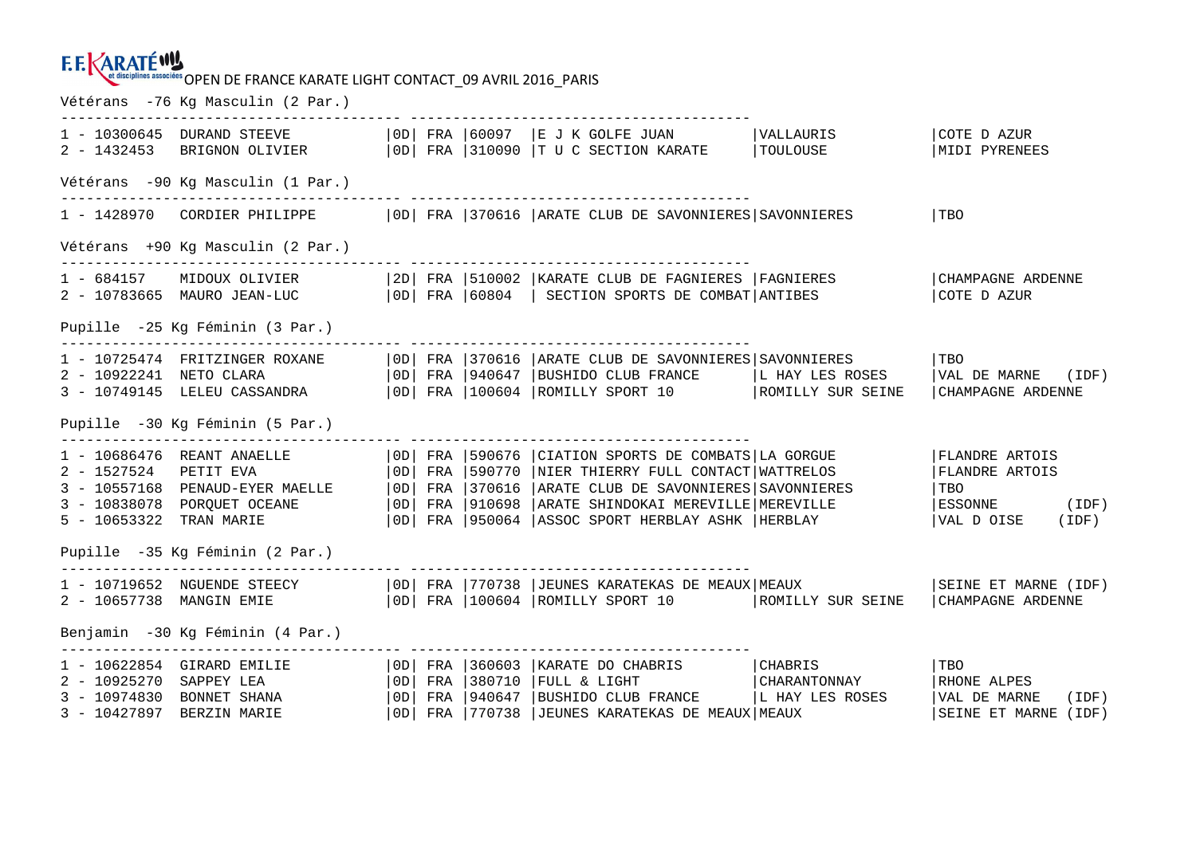F.F. KARATÉ et disciplines associées OPEN DE FRANCE KARATE LIGHT CONTACT_09 AVRIL 2016_PARIS

## Vétérans -76 Kg Masculin (2 Par.)

| Rang | Licence | Nom | Grade | Nat. | Club N° | Club | Ville | Ligue |
|---|---|---|---|---|---|---|---|---|
| 1 | 10300645 | DURAND STEEVE | 0D | FRA | 60097 | E J K GOLFE JUAN | VALLAURIS | COTE D AZUR |
| 2 | 1432453 | BRIGNON OLIVIER | 0D | FRA | 310090 | T U C SECTION KARATE | TOULOUSE | MIDI PYRENEES |

## Vétérans -90 Kg Masculin (1 Par.)

| Rang | Licence | Nom | Grade | Nat. | Club N° | Club | Ville | Ligue |
|---|---|---|---|---|---|---|---|---|
| 1 | 1428970 | CORDIER PHILIPPE | 0D | FRA | 370616 | ARATE CLUB DE SAVONNIERES | SAVONNIERES | TBO |

## Vétérans +90 Kg Masculin (2 Par.)

| Rang | Licence | Nom | Grade | Nat. | Club N° | Club | Ville | Ligue |
|---|---|---|---|---|---|---|---|---|
| 1 | 684157 | MIDOUX OLIVIER | 2D | FRA | 510002 | KARATE CLUB DE FAGNIERES | FAGNIERES | CHAMPAGNE ARDENNE |
| 2 | 10783665 | MAURO JEAN-LUC | 0D | FRA | 60804 | SECTION SPORTS DE COMBAT | ANTIBES | COTE D AZUR |

## Pupille -25 Kg Féminin (3 Par.)

| Rang | Licence | Nom | Grade | Nat. | Club N° | Club | Ville | Ligue |
|---|---|---|---|---|---|---|---|---|
| 1 | 10725474 | FRITZINGER ROXANE | 0D | FRA | 370616 | ARATE CLUB DE SAVONNIERES | SAVONNIERES | TBO |
| 2 | 10922241 | NETO CLARA | 0D | FRA | 940647 | BUSHIDO CLUB FRANCE | L HAY LES ROSES | VAL DE MARNE (IDF) |
| 3 | 10749145 | LELEU CASSANDRA | 0D | FRA | 100604 | ROMILLY SPORT 10 | ROMILLY SUR SEINE | CHAMPAGNE ARDENNE |

## Pupille -30 Kg Féminin (5 Par.)

| Rang | Licence | Nom | Grade | Nat. | Club N° | Club | Ville | Ligue |
|---|---|---|---|---|---|---|---|---|
| 1 | 10686476 | REANT ANAELLE | 0D | FRA | 590676 | CIATION SPORTS DE COMBATS | LA GORGUE | FLANDRE ARTOIS |
| 2 | 1527524 | PETIT EVA | 0D | FRA | 590770 | NIER THIERRY FULL CONTACT | WATTRELOS | FLANDRE ARTOIS |
| 3 | 10557168 | PENAUD-EYER MAELLE | 0D | FRA | 370616 | ARATE CLUB DE SAVONNIERES | SAVONNIERES | TBO |
| 3 | 10838078 | PORQUET OCEANE | 0D | FRA | 910698 | ARATE SHINDOKAI MEREVILLE | MEREVILLE | ESSONNE (IDF) |
| 5 | 10653322 | TRAN MARIE | 0D | FRA | 950064 | ASSOC SPORT HERBLAY ASHK | HERBLAY | VAL D OISE (IDF) |

## Pupille -35 Kg Féminin (2 Par.)

| Rang | Licence | Nom | Grade | Nat. | Club N° | Club | Ville | Ligue |
|---|---|---|---|---|---|---|---|---|
| 1 | 10719652 | NGUENDE STEECY | 0D | FRA | 770738 | JEUNES KARATEKAS DE MEAUX | MEAUX | SEINE ET MARNE (IDF) |
| 2 | 10657738 | MANGIN EMIE | 0D | FRA | 100604 | ROMILLY SPORT 10 | ROMILLY SUR SEINE | CHAMPAGNE ARDENNE |

## Benjamin -30 Kg Féminin (4 Par.)

| Rang | Licence | Nom | Grade | Nat. | Club N° | Club | Ville | Ligue |
|---|---|---|---|---|---|---|---|---|
| 1 | 10622854 | GIRARD EMILIE | 0D | FRA | 360603 | KARATE DO CHABRIS | CHABRIS | TBO |
| 2 | 10925270 | SAPPEY LEA | 0D | FRA | 380710 | FULL & LIGHT | CHARANTONNAY | RHONE ALPES |
| 3 | 10974830 | BONNET SHANA | 0D | FRA | 940647 | BUSHIDO CLUB FRANCE | L HAY LES ROSES | VAL DE MARNE (IDF) |
| 3 | 10427897 | BERZIN MARIE | 0D | FRA | 770738 | JEUNES KARATEKAS DE MEAUX | MEAUX | SEINE ET MARNE (IDF) |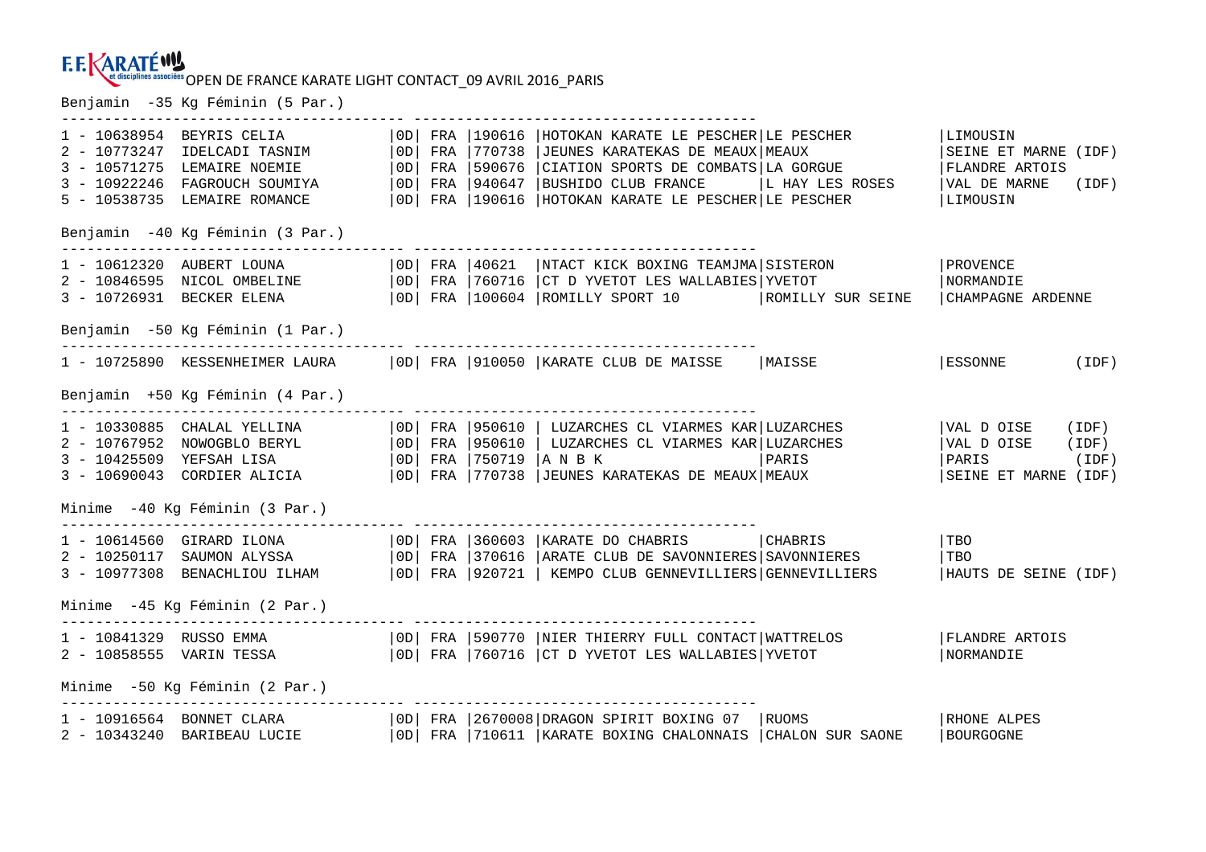F.F. KARATÉ et disciplines associées OPEN DE FRANCE KARATE LIGHT CONTACT_09 AVRIL 2016_PARIS

Benjamin -35 Kg Féminin (5 Par.)

| Rang | Licence | Nom | Grade | Nat. | Club N° | Club | Ville | Ligue |
|---|---|---|---|---|---|---|---|---|
| 1 | 10638954 | BEYRIS CELIA | 0D | FRA | 190616 | HOTOKAN KARATE LE PESCHER | LE PESCHER | LIMOUSIN |
| 2 | 10773247 | IDELCADI TASNIM | 0D | FRA | 770738 | JEUNES KARATEKAS DE MEAUX | MEAUX | SEINE ET MARNE (IDF) |
| 3 | 10571275 | LEMAIRE NOEMIE | 0D | FRA | 590676 | CIATION SPORTS DE COMBATS | LA GORGUE | FLANDRE ARTOIS |
| 3 | 10922246 | FAGROUCH SOUMIYA | 0D | FRA | 940647 | BUSHIDO CLUB FRANCE | L HAY LES ROSES | VAL DE MARNE (IDF) |
| 5 | 10538735 | LEMAIRE ROMANCE | 0D | FRA | 190616 | HOTOKAN KARATE LE PESCHER | LE PESCHER | LIMOUSIN |

Benjamin -40 Kg Féminin (3 Par.)

| Rang | Licence | Nom | Grade | Nat. | Club N° | Club | Ville | Ligue |
|---|---|---|---|---|---|---|---|---|
| 1 | 10612320 | AUBERT LOUNA | 0D | FRA | 40621 | NTACT KICK BOXING TEAMJMA | SISTERON | PROVENCE |
| 2 | 10846595 | NICOL OMBELINE | 0D | FRA | 760716 | CT D YVETOT LES WALLABIES | YVETOT | NORMANDIE |
| 3 | 10726931 | BECKER ELENA | 0D | FRA | 100604 | ROMILLY SPORT 10 | ROMILLY SUR SEINE | CHAMPAGNE ARDENNE |

Benjamin -50 Kg Féminin (1 Par.)

| Rang | Licence | Nom | Grade | Nat. | Club N° | Club | Ville | Ligue |
|---|---|---|---|---|---|---|---|---|
| 1 | 10725890 | KESSENHEIMER LAURA | 0D | FRA | 910050 | KARATE CLUB DE MAISSE | MAISSE | ESSONNE (IDF) |

Benjamin +50 Kg Féminin (4 Par.)

| Rang | Licence | Nom | Grade | Nat. | Club N° | Club | Ville | Ligue |
|---|---|---|---|---|---|---|---|---|
| 1 | 10330885 | CHALAL YELLINA | 0D | FRA | 950610 | LUZARCHES CL VIARMES KAR | LUZARCHES | VAL D OISE (IDF) |
| 2 | 10767952 | NOWOGBLO BERYL | 0D | FRA | 950610 | LUZARCHES CL VIARMES KAR | LUZARCHES | VAL D OISE (IDF) |
| 3 | 10425509 | YEFSAH LISA | 0D | FRA | 750719 | A N B K | PARIS | PARIS (IDF) |
| 3 | 10690043 | CORDIER ALICIA | 0D | FRA | 770738 | JEUNES KARATEKAS DE MEAUX | MEAUX | SEINE ET MARNE (IDF) |

Minime -40 Kg Féminin (3 Par.)

| Rang | Licence | Nom | Grade | Nat. | Club N° | Club | Ville | Ligue |
|---|---|---|---|---|---|---|---|---|
| 1 | 10614560 | GIRARD ILONA | 0D | FRA | 360603 | KARATE DO CHABRIS | CHABRIS | TBO |
| 2 | 10250117 | SAUMON ALYSSA | 0D | FRA | 370616 | ARATE CLUB DE SAVONNIERES | SAVONNIERES | TBO |
| 3 | 10977308 | BENACHLIOU ILHAM | 0D | FRA | 920721 | KEMPO CLUB GENNEVILLIERS | GENNEVILLIERS | HAUTS DE SEINE (IDF) |

Minime -45 Kg Féminin (2 Par.)

| Rang | Licence | Nom | Grade | Nat. | Club N° | Club | Ville | Ligue |
|---|---|---|---|---|---|---|---|---|
| 1 | 10841329 | RUSSO EMMA | 0D | FRA | 590770 | NIER THIERRY FULL CONTACT | WATTRELOS | FLANDRE ARTOIS |
| 2 | 10858555 | VARIN TESSA | 0D | FRA | 760716 | CT D YVETOT LES WALLABIES | YVETOT | NORMANDIE |

Minime -50 Kg Féminin (2 Par.)

| Rang | Licence | Nom | Grade | Nat. | Club N° | Club | Ville | Ligue |
|---|---|---|---|---|---|---|---|---|
| 1 | 10916564 | BONNET CLARA | 0D | FRA | 2670008 | DRAGON SPIRIT BOXING 07 | RUOMS | RHONE ALPES |
| 2 | 10343240 | BARIBEAU LUCIE | 0D | FRA | 710611 | KARATE BOXING CHALONNAIS | CHALON SUR SAONE | BOURGOGNE |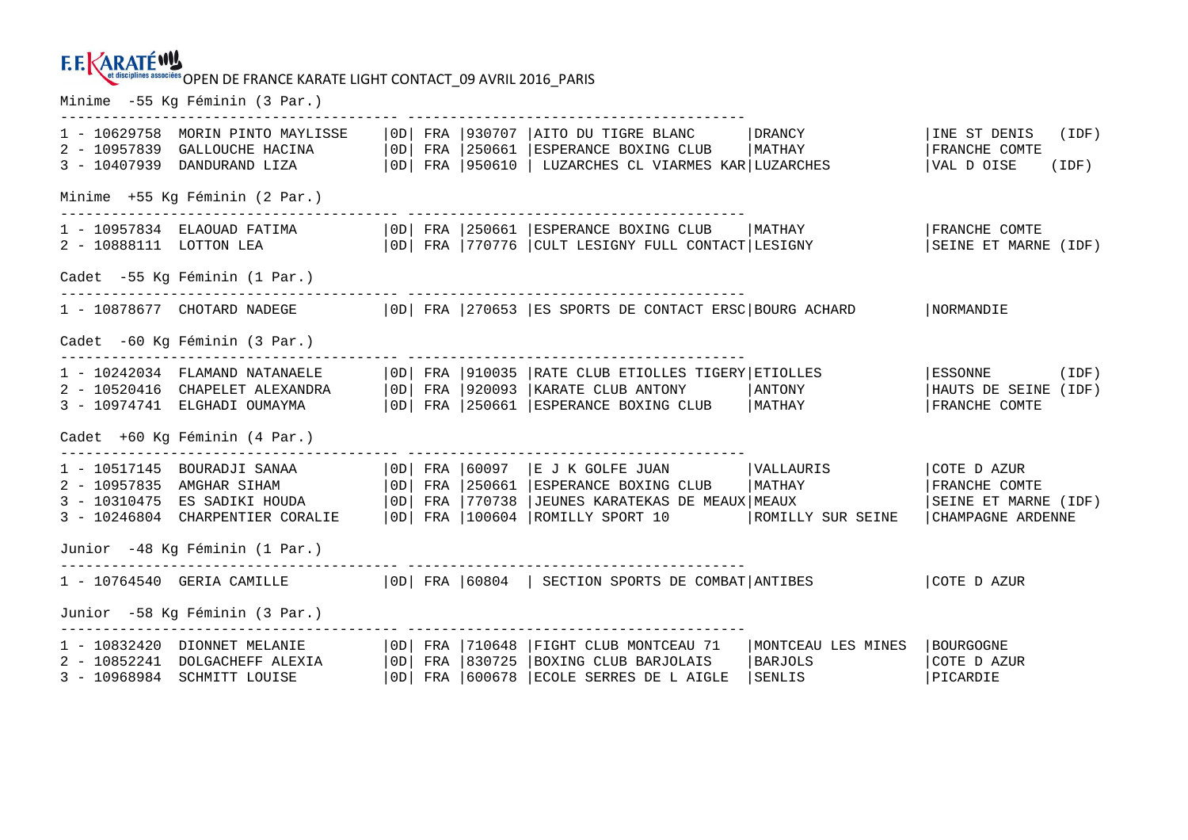F.F. KARATÉ et disciplines associées OPEN DE FRANCE KARATE LIGHT CONTACT_09 AVRIL 2016_PARIS

## Minime -55 Kg Féminin (3 Par.)

| Rang | Licence | Nom | Grade | Nation | Code club | Club | Ville | Ligue |
|---|---|---|---|---|---|---|---|---|
| 1 | 10629758 | MORIN PINTO MAYLISSE | 0D | FRA | 930707 | AITO DU TIGRE BLANC | DRANCY | INE ST DENIS (IDF) |
| 2 | 10957839 | GALLOUCHE HACINA | 0D | FRA | 250661 | ESPERANCE BOXING CLUB | MATHAY | FRANCHE COMTE |
| 3 | 10407939 | DANDURAND LIZA | 0D | FRA | 950610 | LUZARCHES CL VIARMES KAR | LUZARCHES | VAL D OISE (IDF) |

## Minime +55 Kg Féminin (2 Par.)

| Rang | Licence | Nom | Grade | Nation | Code club | Club | Ville | Ligue |
|---|---|---|---|---|---|---|---|---|
| 1 | 10957834 | ELAOUAD FATIMA | 0D | FRA | 250661 | ESPERANCE BOXING CLUB | MATHAY | FRANCHE COMTE |
| 2 | 10888111 | LOTTON LEA | 0D | FRA | 770776 | CULT LESIGNY FULL CONTACT | LESIGNY | SEINE ET MARNE (IDF) |

## Cadet -55 Kg Féminin (1 Par.)

| Rang | Licence | Nom | Grade | Nation | Code club | Club | Ville | Ligue |
|---|---|---|---|---|---|---|---|---|
| 1 | 10878677 | CHOTARD NADEGE | 0D | FRA | 270653 | ES SPORTS DE CONTACT ERSC | BOURG ACHARD | NORMANDIE |

## Cadet -60 Kg Féminin (3 Par.)

| Rang | Licence | Nom | Grade | Nation | Code club | Club | Ville | Ligue |
|---|---|---|---|---|---|---|---|---|
| 1 | 10242034 | FLAMAND NATANAELE | 0D | FRA | 910035 | RATE CLUB ETIOLLES TIGERY | ETIOLLES | ESSONNE (IDF) |
| 2 | 10520416 | CHAPELET ALEXANDRA | 0D | FRA | 920093 | KARATE CLUB ANTONY | ANTONY | HAUTS DE SEINE (IDF) |
| 3 | 10974741 | ELGHADI OUMAYMA | 0D | FRA | 250661 | ESPERANCE BOXING CLUB | MATHAY | FRANCHE COMTE |

## Cadet +60 Kg Féminin (4 Par.)

| Rang | Licence | Nom | Grade | Nation | Code club | Club | Ville | Ligue |
|---|---|---|---|---|---|---|---|---|
| 1 | 10517145 | BOURADJI SANAA | 0D | FRA | 60097 | E J K GOLFE JUAN | VALLAURIS | COTE D AZUR |
| 2 | 10957835 | AMGHAR SIHAM | 0D | FRA | 250661 | ESPERANCE BOXING CLUB | MATHAY | FRANCHE COMTE |
| 3 | 10310475 | ES SADIKI HOUDA | 0D | FRA | 770738 | JEUNES KARATEKAS DE MEAUX | MEAUX | SEINE ET MARNE (IDF) |
| 3 | 10246804 | CHARPENTIER CORALIE | 0D | FRA | 100604 | ROMILLY SPORT 10 | ROMILLY SUR SEINE | CHAMPAGNE ARDENNE |

## Junior -48 Kg Féminin (1 Par.)

| Rang | Licence | Nom | Grade | Nation | Code club | Club | Ville | Ligue |
|---|---|---|---|---|---|---|---|---|
| 1 | 10764540 | GERIA CAMILLE | 0D | FRA | 60804 | SECTION SPORTS DE COMBAT | ANTIBES | COTE D AZUR |

## Junior -58 Kg Féminin (3 Par.)

| Rang | Licence | Nom | Grade | Nation | Code club | Club | Ville | Ligue |
|---|---|---|---|---|---|---|---|---|
| 1 | 10832420 | DIONNET MELANIE | 0D | FRA | 710648 | FIGHT CLUB MONTCEAU 71 | MONTCEAU LES MINES | BOURGOGNE |
| 2 | 10852241 | DOLGACHEFF ALEXIA | 0D | FRA | 830725 | BOXING CLUB BARJOLAIS | BARJOLS | COTE D AZUR |
| 3 | 10968984 | SCHMITT LOUISE | 0D | FRA | 600678 | ECOLE SERRES DE L AIGLE | SENLIS | PICARDIE |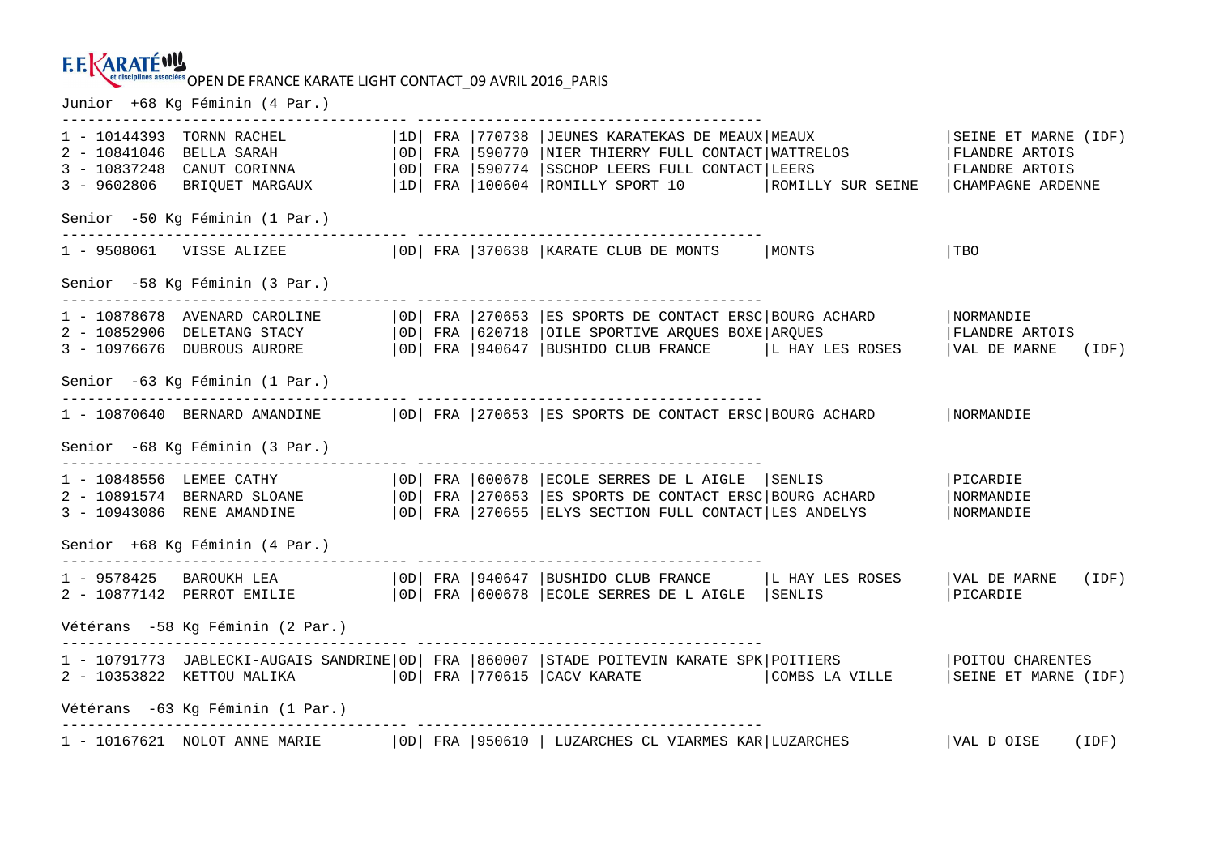OPEN DE FRANCE KARATE LIGHT CONTACT_09 AVRIL 2016_PARIS

## Junior +68 Kg Féminin (4 Par.)

| | | | | | | | | |
|---|---|---|---|---|---|---|---|---|
| 1 | 10144393 | TORNN RACHEL | 1D | FRA | 770738 | JEUNES KARATEKAS DE MEAUX | MEAUX | SEINE ET MARNE (IDF) |
| 2 | 10841046 | BELLA SARAH | 0D | FRA | 590770 | NIER THIERRY FULL CONTACT | WATTRELOS | FLANDRE ARTOIS |
| 3 | 10837248 | CANUT CORINNA | 0D | FRA | 590774 | SSCHOP LEERS FULL CONTACT | LEERS | FLANDRE ARTOIS |
| 3 | 9602806 | BRIQUET MARGAUX | 1D | FRA | 100604 | ROMILLY SPORT 10 | ROMILLY SUR SEINE | CHAMPAGNE ARDENNE |

## Senior -50 Kg Féminin (1 Par.)

| | | | | | | | | |
|---|---|---|---|---|---|---|---|---|
| 1 | 9508061 | VISSE ALIZEE | 0D | FRA | 370638 | KARATE CLUB DE MONTS | MONTS | TBO |

## Senior -58 Kg Féminin (3 Par.)

| | | | | | | | | |
|---|---|---|---|---|---|---|---|---|
| 1 | 10878678 | AVENARD CAROLINE | 0D | FRA | 270653 | ES SPORTS DE CONTACT ERSC | BOURG ACHARD | NORMANDIE |
| 2 | 10852906 | DELETANG STACY | 0D | FRA | 620718 | OILE SPORTIVE ARQUES BOXE | ARQUES | FLANDRE ARTOIS |
| 3 | 10976676 | DUBROUS AURORE | 0D | FRA | 940647 | BUSHIDO CLUB FRANCE | L HAY LES ROSES | VAL DE MARNE (IDF) |

## Senior -63 Kg Féminin (1 Par.)

| | | | | | | | | |
|---|---|---|---|---|---|---|---|---|
| 1 | 10870640 | BERNARD AMANDINE | 0D | FRA | 270653 | ES SPORTS DE CONTACT ERSC | BOURG ACHARD | NORMANDIE |

## Senior -68 Kg Féminin (3 Par.)

| | | | | | | | | |
|---|---|---|---|---|---|---|---|---|
| 1 | 10848556 | LEMEE CATHY | 0D | FRA | 600678 | ECOLE SERRES DE L AIGLE | SENLIS | PICARDIE |
| 2 | 10891574 | BERNARD SLOANE | 0D | FRA | 270653 | ES SPORTS DE CONTACT ERSC | BOURG ACHARD | NORMANDIE |
| 3 | 10943086 | RENE AMANDINE | 0D | FRA | 270655 | ELYS SECTION FULL CONTACT | LES ANDELYS | NORMANDIE |

## Senior +68 Kg Féminin (4 Par.)

| | | | | | | | | |
|---|---|---|---|---|---|---|---|---|
| 1 | 9578425 | BAROUKH LEA | 0D | FRA | 940647 | BUSHIDO CLUB FRANCE | L HAY LES ROSES | VAL DE MARNE (IDF) |
| 2 | 10877142 | PERROT EMILIE | 0D | FRA | 600678 | ECOLE SERRES DE L AIGLE | SENLIS | PICARDIE |

## Vétérans -58 Kg Féminin (2 Par.)

| | | | | | | | | |
|---|---|---|---|---|---|---|---|---|
| 1 | 10791773 | JABLECKI-AUGAIS SANDRINE | 0D | FRA | 860007 | STADE POITEVIN KARATE SPK | POITIERS | POITOU CHARENTES |
| 2 | 10353822 | KETTOU MALIKA | 0D | FRA | 770615 | CACV KARATE | COMBS LA VILLE | SEINE ET MARNE (IDF) |

## Vétérans -63 Kg Féminin (1 Par.)

| | | | | | | | | |
|---|---|---|---|---|---|---|---|---|
| 1 | 10167621 | NOLOT ANNE MARIE | 0D | FRA | 950610 | LUZARCHES CL VIARMES KAR | LUZARCHES | VAL D OISE (IDF) |